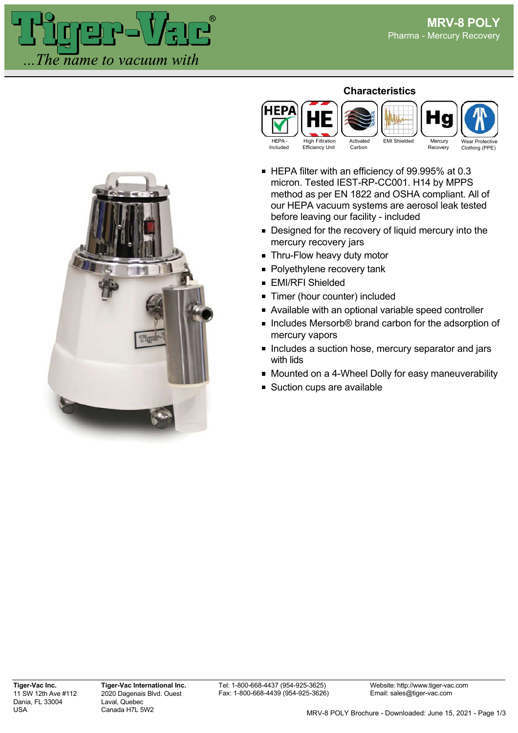# MRV-8 POLY

Pharma - Mercury Recovery

## Characteristics

HEPA - Included | High Filtration Efficiency Unit | Activated Carbon | EMI Shielded | Mercury Recovery | Wear Protective Clothing (PPE)

- HEPA filter with an efficiency of 99.995% at 0.3 micron. Tested IEST-RP-CC001. H14 by MPPS method as per EN 1822 and OSHA compliant. All of our HEPA vacuum systems are aerosol leak tested before leaving our facility - included
- Designed for the recovery of liquid mercury into the mercury recovery jars
- Thru-Flow heavy duty motor
- Polyethylene recovery tank
- EMI/RFI Shielded
- Timer (hour counter) included
- Available with an optional variable speed controller
- Includes Mersorb® brand carbon for the adsorption of mercury vapors
- Includes a suction hose, mercury separator and jars with lids
- Mounted on a 4-Wheel Dolly for easy maneuverability
- Suction cups are available

**Tiger-Vac Inc.**
11 SW 12th Ave #112
Dania, FL 33004
USA

**Tiger-Vac International Inc.**
2020 Dagenais Blvd. Ouest
Laval, Quebec
Canada H7L 5W2

Tel: 1-800-668-4437 (954-925-3625)
Fax: 1-800-668-4439 (954-925-3626)

Website: http://www.tiger-vac.com
Email: sales@tiger-vac.com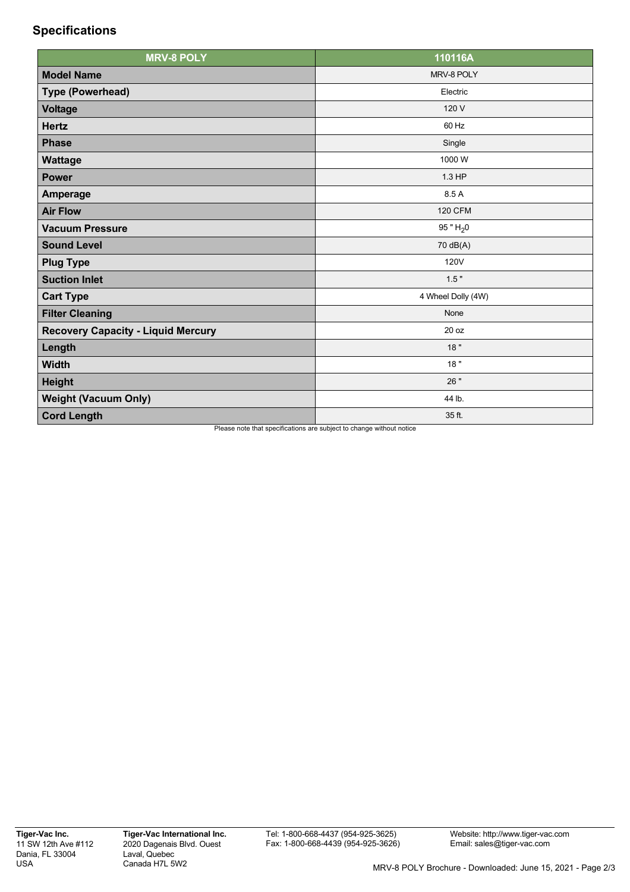## Specifications

| MRV-8 POLY | 110116A |
|---|---|
| **Model Name** | MRV-8 POLY |
| **Type (Powerhead)** | Electric |
| **Voltage** | 120 V |
| **Hertz** | 60 Hz |
| **Phase** | Single |
| **Wattage** | 1000 W |
| **Power** | 1.3 HP |
| **Amperage** | 8.5 A |
| **Air Flow** | 120 CFM |
| **Vacuum Pressure** | 95 " $H_20$ |
| **Sound Level** | 70 dB(A) |
| **Plug Type** | 120V |
| **Suction Inlet** | 1.5 " |
| **Cart Type** | 4 Wheel Dolly (4W) |
| **Filter Cleaning** | None |
| **Recovery Capacity - Liquid Mercury** | 20 oz |
| **Length** | 18 " |
| **Width** | 18 " |
| **Height** | 26 " |
| **Weight (Vacuum Only)** | 44 lb. |
| **Cord Length** | 35 ft. |

Please note that specifications are subject to change without notice

**Tiger-Vac Inc.**
11 SW 12th Ave #112
Dania, FL 33004
USA

**Tiger-Vac International Inc.**
2020 Dagenais Blvd. Ouest
Laval, Quebec
Canada H7L 5W2

Tel: 1-800-668-4437 (954-925-3625)
Fax: 1-800-668-4439 (954-925-3626)

Website: http://www.tiger-vac.com
Email: sales@tiger-vac.com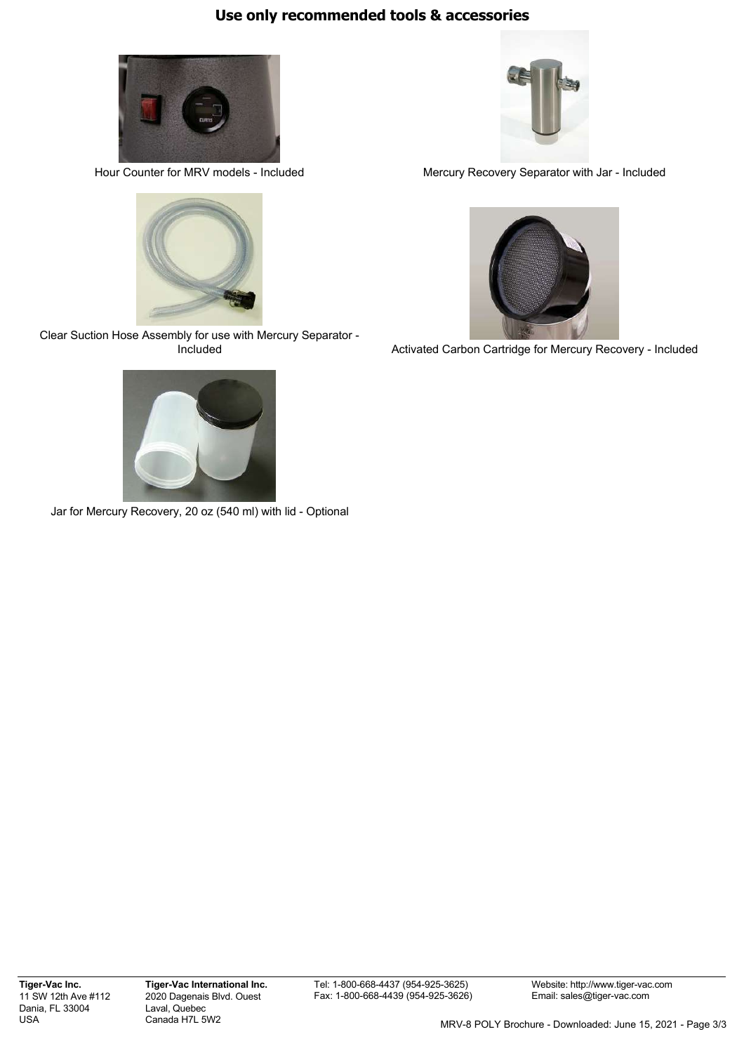# Use only recommended tools & accessories

Hour Counter for MRV models - Included

Mercury Recovery Separator with Jar - Included

Clear Suction Hose Assembly for use with Mercury Separator - Included

Activated Carbon Cartridge for Mercury Recovery - Included

Jar for Mercury Recovery, 20 oz (540 ml) with lid - Optional

**Tiger-Vac Inc.**
11 SW 12th Ave #112
Dania, FL 33004
USA

**Tiger-Vac International Inc.**
2020 Dagenais Blvd. Ouest
Laval, Quebec
Canada H7L 5W2

Tel: 1-800-668-4437 (954-925-3625)
Fax: 1-800-668-4439 (954-925-3626)

Website: http://www.tiger-vac.com
Email: sales@tiger-vac.com